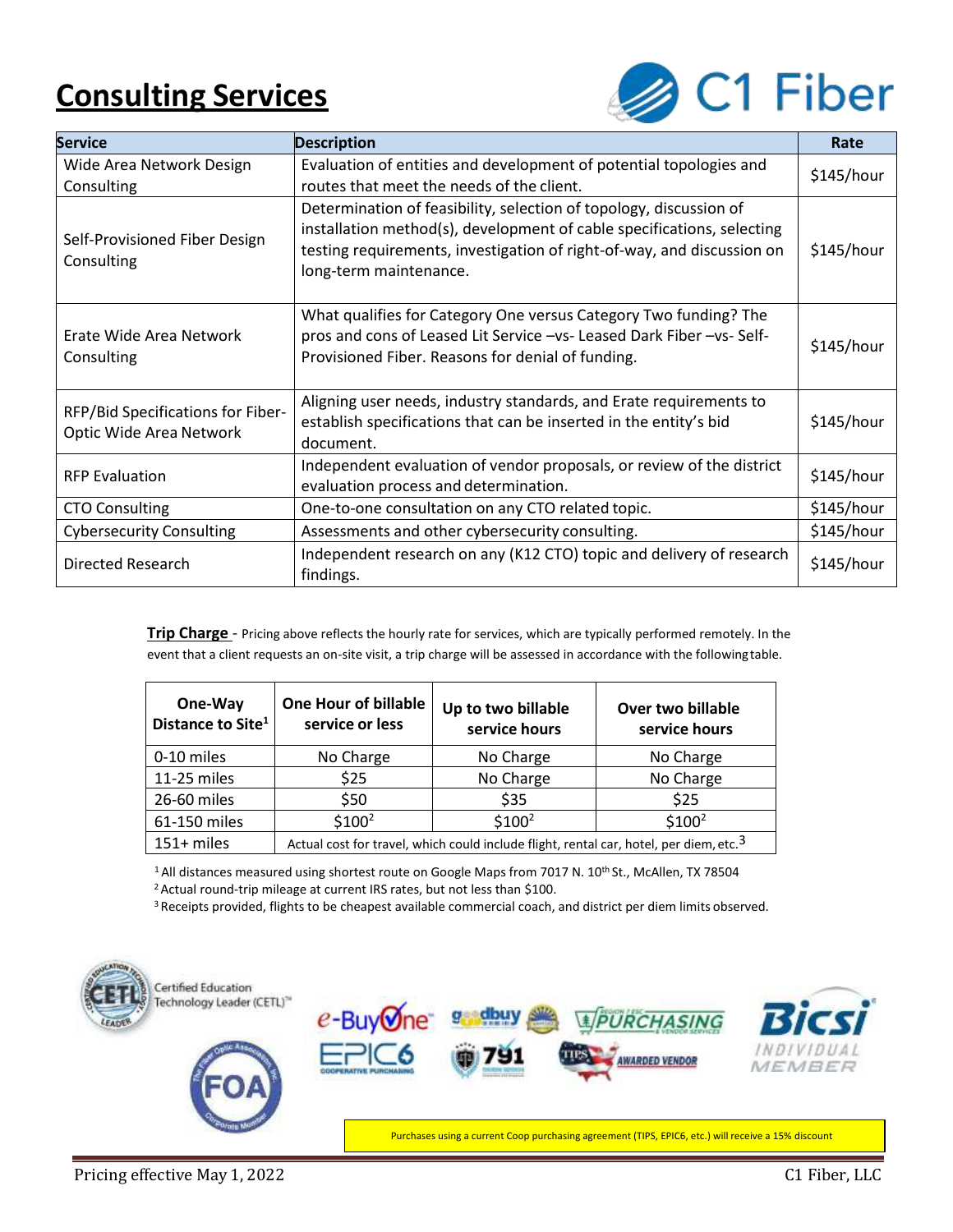# Consulting Services

C1 Fiber

| Service | Description | Rate |
|---|---|---|
| Wide Area Network Design Consulting | Evaluation of entities and development of potential topologies and routes that meet the needs of the client. | $145/hour |
| Self-Provisioned Fiber Design Consulting | Determination of feasibility, selection of topology, discussion of installation method(s), development of cable specifications, selecting testing requirements, investigation of right-of-way, and discussion on long-term maintenance. | $145/hour |
| Erate Wide Area Network Consulting | What qualifies for Category One versus Category Two funding? The pros and cons of Leased Lit Service –vs- Leased Dark Fiber –vs- Self-Provisioned Fiber. Reasons for denial of funding. | $145/hour |
| RFP/Bid Specifications for Fiber-Optic Wide Area Network | Aligning user needs, industry standards, and Erate requirements to establish specifications that can be inserted in the entity's bid document. | $145/hour |
| RFP Evaluation | Independent evaluation of vendor proposals, or review of the district evaluation process and determination. | $145/hour |
| CTO Consulting | One-to-one consultation on any CTO related topic. | $145/hour |
| Cybersecurity Consulting | Assessments and other cybersecurity consulting. | $145/hour |
| Directed Research | Independent research on any (K12 CTO) topic and delivery of research findings. | $145/hour |

**Trip Charge** - Pricing above reflects the hourly rate for services, which are typically performed remotely. In the event that a client requests an on-site visit, a trip charge will be assessed in accordance with the following table.

| One-Way Distance to Site[1] | One Hour of billable service or less | Up to two billable service hours | Over two billable service hours |
|---|---|---|---|
| 0-10 miles | No Charge | No Charge | No Charge |
| 11-25 miles | $25 | No Charge | No Charge |
| 26-60 miles | $50 | $35 | $25 |
| 61-150 miles | $100[2] | $100[2] | $100[2] |
| 151+ miles | Actual cost for travel, which could include flight, rental car, hotel, per diem, etc.[3] | | |

[1] All distances measured using shortest route on Google Maps from 7017 N. 10th St., McAllen, TX 78504

[2] Actual round-trip mileage at current IRS rates, but not less than $100.

[3] Receipts provided, flights to be cheapest available commercial coach, and district per diem limits observed.

Certified Education Technology Leader (CETL)™

Purchases using a current Coop purchasing agreement (TIPS, EPIC6, etc.) will receive a 15% discount

Pricing effective May 1, 2022 — C1 Fiber, LLC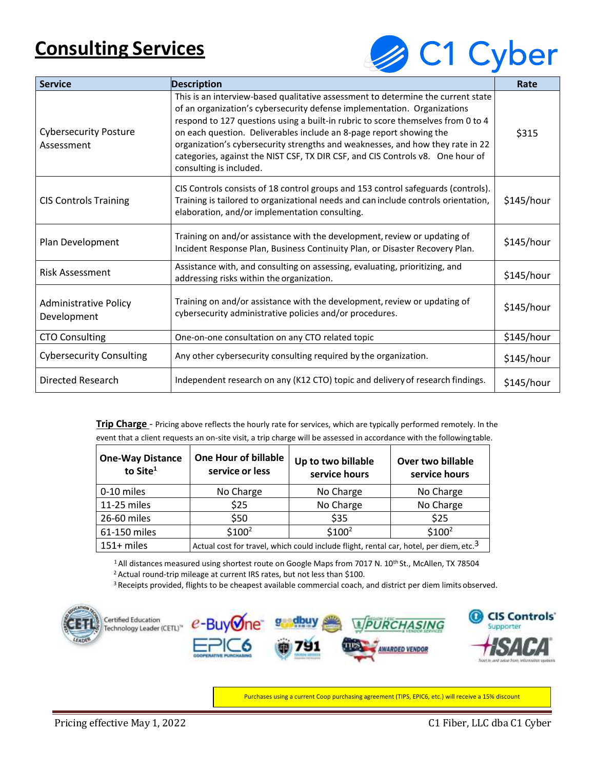# Consulting Services

C1 Cyber

| Service | Description | Rate |
|---|---|---|
| Cybersecurity Posture Assessment | This is an interview-based qualitative assessment to determine the current state of an organization's cybersecurity defense implementation. Organizations respond to 127 questions using a built-in rubric to score themselves from 0 to 4 on each question. Deliverables include an 8-page report showing the organization's cybersecurity strengths and weaknesses, and how they rate in 22 categories, against the NIST CSF, TX DIR CSF, and CIS Controls v8. One hour of consulting is included. | $315 |
| CIS Controls Training | CIS Controls consists of 18 control groups and 153 control safeguards (controls). Training is tailored to organizational needs and can include controls orientation, elaboration, and/or implementation consulting. | $145/hour |
| Plan Development | Training on and/or assistance with the development, review or updating of Incident Response Plan, Business Continuity Plan, or Disaster Recovery Plan. | $145/hour |
| Risk Assessment | Assistance with, and consulting on assessing, evaluating, prioritizing, and addressing risks within the organization. | $145/hour |
| Administrative Policy Development | Training on and/or assistance with the development, review or updating of cybersecurity administrative policies and/or procedures. | $145/hour |
| CTO Consulting | One-on-one consultation on any CTO related topic | $145/hour |
| Cybersecurity Consulting | Any other cybersecurity consulting required by the organization. | $145/hour |
| Directed Research | Independent research on any (K12 CTO) topic and delivery of research findings. | $145/hour |

**Trip Charge** - Pricing above reflects the hourly rate for services, which are typically performed remotely. In the event that a client requests an on-site visit, a trip charge will be assessed in accordance with the following table.

| One-Way Distance to Site[1] | One Hour of billable service or less | Up to two billable service hours | Over two billable service hours |
|---|---|---|---|
| 0-10 miles | No Charge | No Charge | No Charge |
| 11-25 miles | $25 | No Charge | No Charge |
| 26-60 miles | $50 | $35 | $25 |
| 61-150 miles | $100[2] | $100[2] | $100[2] |
| 151+ miles | Actual cost for travel, which could include flight, rental car, hotel, per diem, etc.[3] | | |

[1] All distances measured using shortest route on Google Maps from 7017 N. 10th St., McAllen, TX 78504
[2] Actual round-trip mileage at current IRS rates, but not less than $100.
[3] Receipts provided, flights to be cheapest available coach, and district per diem limits observed.

Certified Education Technology Leader (CETL)™

Purchases using a current Coop purchasing agreement (TIPS, EPIC6, etc.) will receive a 15% discount

Pricing effective May 1, 2022

C1 Fiber, LLC dba C1 Cyber